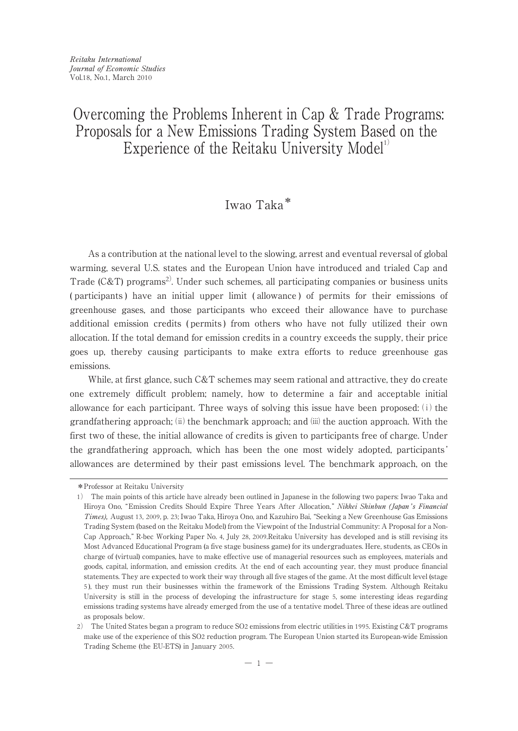# Overcoming the Problems Inherent in Cap & Trade Programs: Proposals for a New Emissions Trading System Based on the Experience of the Reitaku University Model[1)]

Iwao Taka*

As a contribution at the national level to the slowing, arrest and eventual reversal of global warming, several U.S. states and the European Union have introduced and trialed Cap and Trade (C&T) programs[2)]. Under such schemes, all participating companies or business units (participants) have an initial upper limit (allowance) of permits for their emissions of greenhouse gases, and those participants who exceed their allowance have to purchase additional emission credits (permits) from others who have not fully utilized their own allocation. If the total demand for emission credits in a country exceeds the supply, their price goes up, thereby causing participants to make extra efforts to reduce greenhouse gas emissions.

While, at first glance, such C&T schemes may seem rational and attractive, they do create one extremely difficult problem; namely, how to determine a fair and acceptable initial allowance for each participant. Three ways of solving this issue have been proposed: (i) the grandfathering approach; (ii) the benchmark approach; and (iii) the auction approach. With the first two of these, the initial allowance of credits is given to participants free of charge. Under the grandfathering approach, which has been the one most widely adopted, participants' allowances are determined by their past emissions level. The benchmark approach, on the

---

*Professor at Reitaku University

1) The main points of this article have already been outlined in Japanese in the following two papers: Iwao Taka and Hiroya Ono, "Emission Credits Should Expire Three Years After Allocation," *Nikkei Shinbun (Japan's Financial Times),* August 13, 2009, p. 23; Iwao Taka, Hiroya Ono, and Kazuhiro Bai, "Seeking a New Greenhouse Gas Emissions Trading System (based on the Reitaku Model) from the Viewpoint of the Industrial Community: A Proposal for a Non-Cap Approach," R-bec Working Paper No. 4, July 28, 2009.Reitaku University has developed and is still revising its Most Advanced Educational Program (a five stage business game) for its undergraduates. Here, students, as CEOs in charge of (virtual) companies, have to make effective use of managerial resources such as employees, materials and goods, capital, information, and emission credits. At the end of each accounting year, they must produce financial statements. They are expected to work their way through all five stages of the game. At the most difficult level (stage 5), they must run their businesses within the framework of the Emissions Trading System. Although Reitaku University is still in the process of developing the infrastructure for stage 5, some interesting ideas regarding emissions trading systems have already emerged from the use of a tentative model. Three of these ideas are outlined as proposals below.

2) The United States began a program to reduce $SO_2$ emissions from electric utilities in 1995. Existing C&T programs make use of the experience of this $SO_2$ reduction program. The European Union started its European-wide Emission Trading Scheme (the EU-ETS) in January 2005.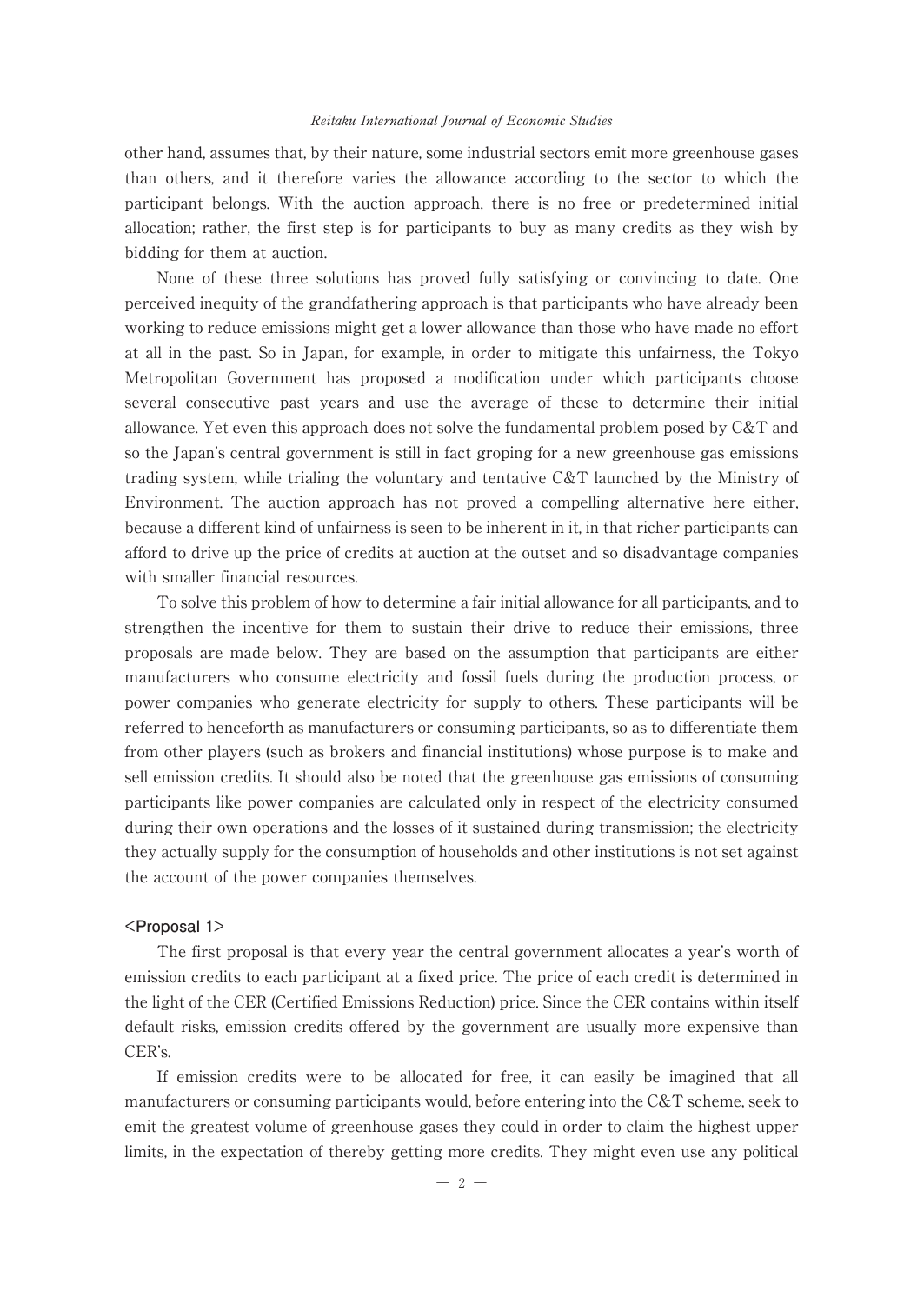other hand, assumes that, by their nature, some industrial sectors emit more greenhouse gases than others, and it therefore varies the allowance according to the sector to which the participant belongs. With the auction approach, there is no free or predetermined initial allocation; rather, the first step is for participants to buy as many credits as they wish by bidding for them at auction.

None of these three solutions has proved fully satisfying or convincing to date. One perceived inequity of the grandfathering approach is that participants who have already been working to reduce emissions might get a lower allowance than those who have made no effort at all in the past. So in Japan, for example, in order to mitigate this unfairness, the Tokyo Metropolitan Government has proposed a modification under which participants choose several consecutive past years and use the average of these to determine their initial allowance. Yet even this approach does not solve the fundamental problem posed by C&T and so the Japan's central government is still in fact groping for a new greenhouse gas emissions trading system, while trialing the voluntary and tentative C&T launched by the Ministry of Environment. The auction approach has not proved a compelling alternative here either, because a different kind of unfairness is seen to be inherent in it, in that richer participants can afford to drive up the price of credits at auction at the outset and so disadvantage companies with smaller financial resources.

To solve this problem of how to determine a fair initial allowance for all participants, and to strengthen the incentive for them to sustain their drive to reduce their emissions, three proposals are made below. They are based on the assumption that participants are either manufacturers who consume electricity and fossil fuels during the production process, or power companies who generate electricity for supply to others. These participants will be referred to henceforth as manufacturers or consuming participants, so as to differentiate them from other players (such as brokers and financial institutions) whose purpose is to make and sell emission credits. It should also be noted that the greenhouse gas emissions of consuming participants like power companies are calculated only in respect of the electricity consumed during their own operations and the losses of it sustained during transmission; the electricity they actually supply for the consumption of households and other institutions is not set against the account of the power companies themselves.

**<Proposal 1>**

The first proposal is that every year the central government allocates a year's worth of emission credits to each participant at a fixed price. The price of each credit is determined in the light of the CER (Certified Emissions Reduction) price. Since the CER contains within itself default risks, emission credits offered by the government are usually more expensive than CER's.

If emission credits were to be allocated for free, it can easily be imagined that all manufacturers or consuming participants would, before entering into the C&T scheme, seek to emit the greatest volume of greenhouse gases they could in order to claim the highest upper limits, in the expectation of thereby getting more credits. They might even use any political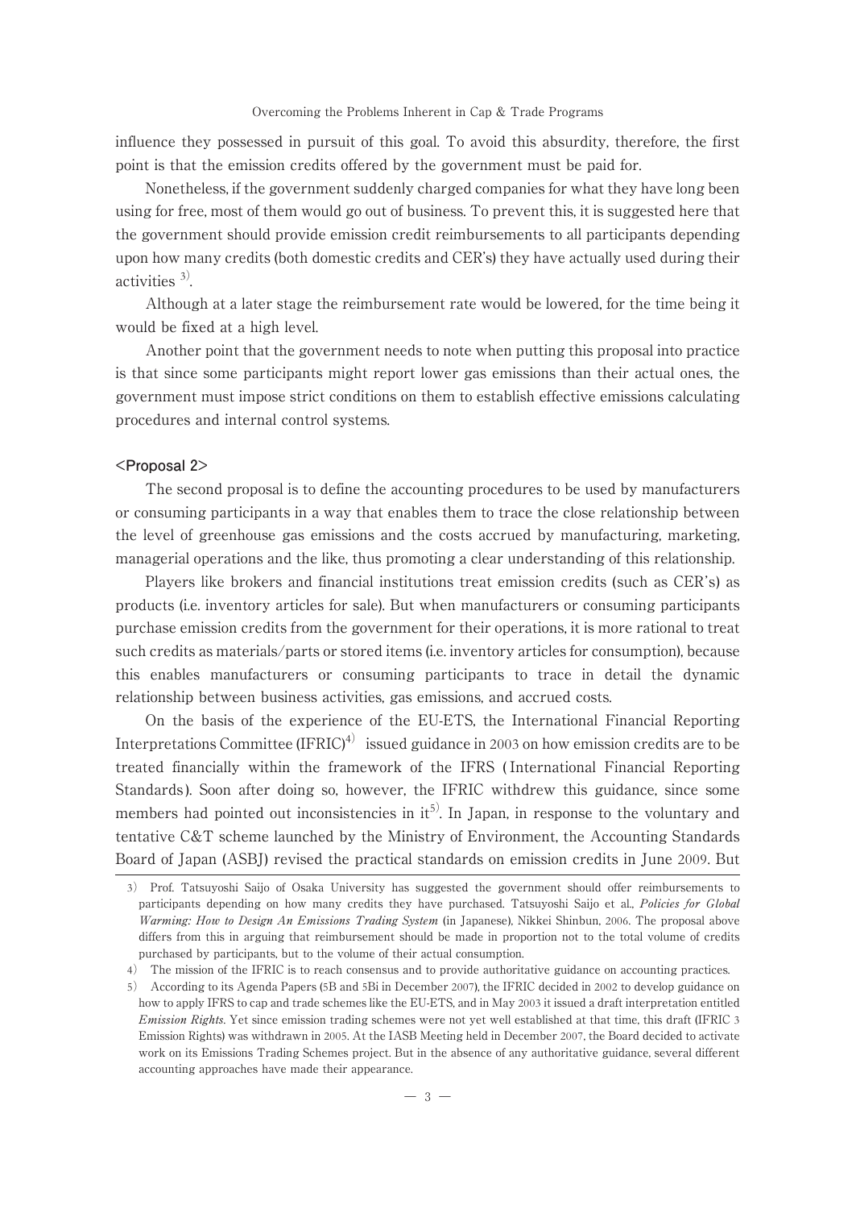influence they possessed in pursuit of this goal. To avoid this absurdity, therefore, the first point is that the emission credits offered by the government must be paid for.

Nonetheless, if the government suddenly charged companies for what they have long been using for free, most of them would go out of business. To prevent this, it is suggested here that the government should provide emission credit reimbursements to all participants depending upon how many credits (both domestic credits and CER's) they have actually used during their activities [3].

Although at a later stage the reimbursement rate would be lowered, for the time being it would be fixed at a high level.

Another point that the government needs to note when putting this proposal into practice is that since some participants might report lower gas emissions than their actual ones, the government must impose strict conditions on them to establish effective emissions calculating procedures and internal control systems.

**<Proposal 2>**

The second proposal is to define the accounting procedures to be used by manufacturers or consuming participants in a way that enables them to trace the close relationship between the level of greenhouse gas emissions and the costs accrued by manufacturing, marketing, managerial operations and the like, thus promoting a clear understanding of this relationship.

Players like brokers and financial institutions treat emission credits (such as CER's) as products (i.e. inventory articles for sale). But when manufacturers or consuming participants purchase emission credits from the government for their operations, it is more rational to treat such credits as materials/parts or stored items (i.e. inventory articles for consumption), because this enables manufacturers or consuming participants to trace in detail the dynamic relationship between business activities, gas emissions, and accrued costs.

On the basis of the experience of the EU-ETS, the International Financial Reporting Interpretations Committee (IFRIC)[4] issued guidance in 2003 on how emission credits are to be treated financially within the framework of the IFRS (International Financial Reporting Standards). Soon after doing so, however, the IFRIC withdrew this guidance, since some members had pointed out inconsistencies in it[5]. In Japan, in response to the voluntary and tentative C&T scheme launched by the Ministry of Environment, the Accounting Standards Board of Japan (ASBJ) revised the practical standards on emission credits in June 2009. But

---

3) Prof. Tatsuyoshi Saijo of Osaka University has suggested the government should offer reimbursements to participants depending on how many credits they have purchased. Tatsuyoshi Saijo et al., *Policies for Global Warming: How to Design An Emissions Trading System* (in Japanese), Nikkei Shinbun, 2006. The proposal above differs from this in arguing that reimbursement should be made in proportion not to the total volume of credits purchased by participants, but to the volume of their actual consumption.

4) The mission of the IFRIC is to reach consensus and to provide authoritative guidance on accounting practices.

5) According to its Agenda Papers (5B and 5Bi in December 2007), the IFRIC decided in 2002 to develop guidance on how to apply IFRS to cap and trade schemes like the EU-ETS, and in May 2003 it issued a draft interpretation entitled *Emission Rights*. Yet since emission trading schemes were not yet well established at that time, this draft (IFRIC 3 Emission Rights) was withdrawn in 2005. At the IASB Meeting held in December 2007, the Board decided to activate work on its Emissions Trading Schemes project. But in the absence of any authoritative guidance, several different accounting approaches have made their appearance.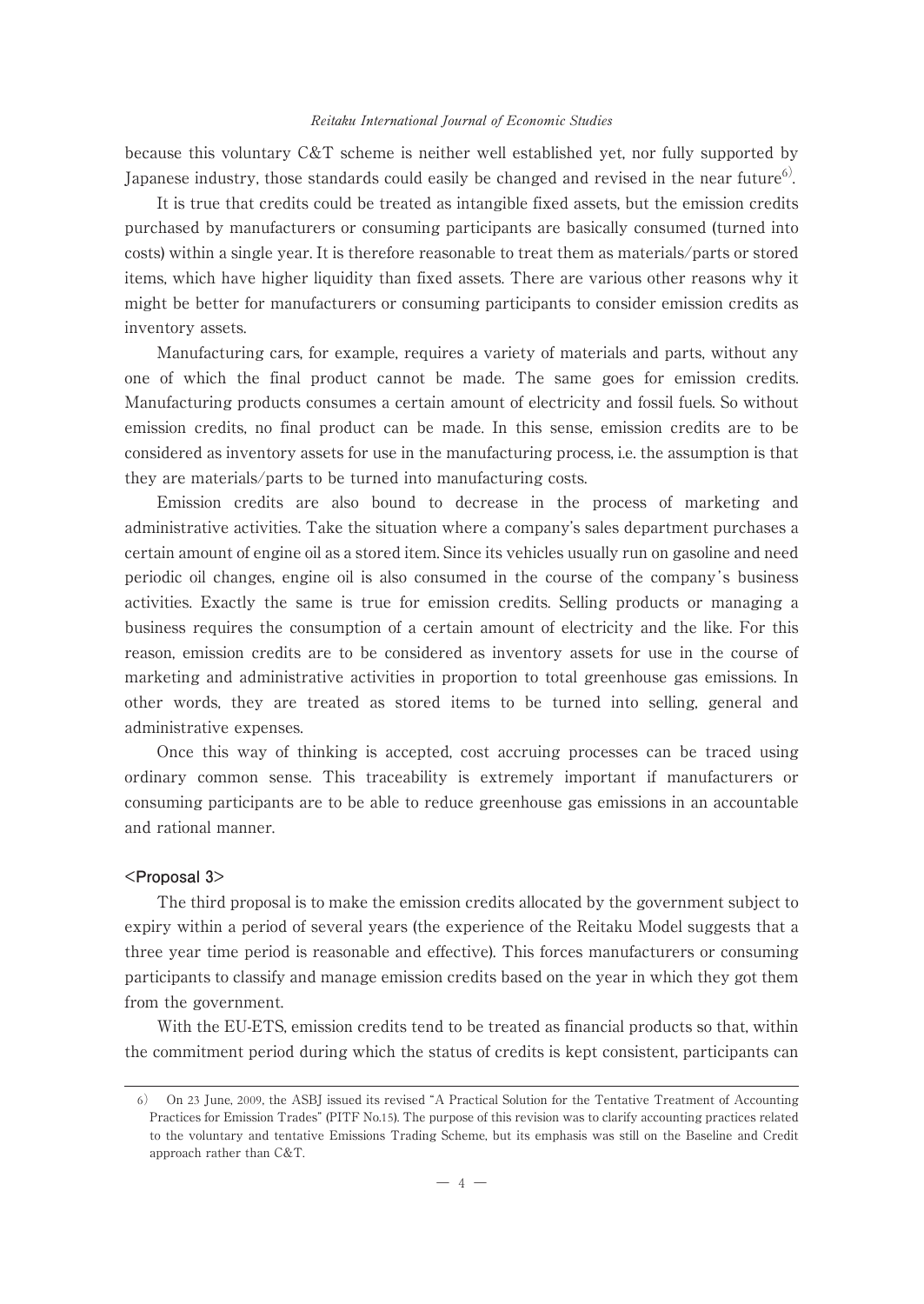because this voluntary C&T scheme is neither well established yet, nor fully supported by Japanese industry, those standards could easily be changed and revised in the near future[6].

It is true that credits could be treated as intangible fixed assets, but the emission credits purchased by manufacturers or consuming participants are basically consumed (turned into costs) within a single year. It is therefore reasonable to treat them as materials/parts or stored items, which have higher liquidity than fixed assets. There are various other reasons why it might be better for manufacturers or consuming participants to consider emission credits as inventory assets.

Manufacturing cars, for example, requires a variety of materials and parts, without any one of which the final product cannot be made. The same goes for emission credits. Manufacturing products consumes a certain amount of electricity and fossil fuels. So without emission credits, no final product can be made. In this sense, emission credits are to be considered as inventory assets for use in the manufacturing process, i.e. the assumption is that they are materials/parts to be turned into manufacturing costs.

Emission credits are also bound to decrease in the process of marketing and administrative activities. Take the situation where a company's sales department purchases a certain amount of engine oil as a stored item. Since its vehicles usually run on gasoline and need periodic oil changes, engine oil is also consumed in the course of the company's business activities. Exactly the same is true for emission credits. Selling products or managing a business requires the consumption of a certain amount of electricity and the like. For this reason, emission credits are to be considered as inventory assets for use in the course of marketing and administrative activities in proportion to total greenhouse gas emissions. In other words, they are treated as stored items to be turned into selling, general and administrative expenses.

Once this way of thinking is accepted, cost accruing processes can be traced using ordinary common sense. This traceability is extremely important if manufacturers or consuming participants are to be able to reduce greenhouse gas emissions in an accountable and rational manner.

**<Proposal 3>**

The third proposal is to make the emission credits allocated by the government subject to expiry within a period of several years (the experience of the Reitaku Model suggests that a three year time period is reasonable and effective). This forces manufacturers or consuming participants to classify and manage emission credits based on the year in which they got them from the government.

With the EU-ETS, emission credits tend to be treated as financial products so that, within the commitment period during which the status of credits is kept consistent, participants can

---

6) On 23 June, 2009, the ASBJ issued its revised "A Practical Solution for the Tentative Treatment of Accounting Practices for Emission Trades" (PITF No.15). The purpose of this revision was to clarify accounting practices related to the voluntary and tentative Emissions Trading Scheme, but its emphasis was still on the Baseline and Credit approach rather than C&T.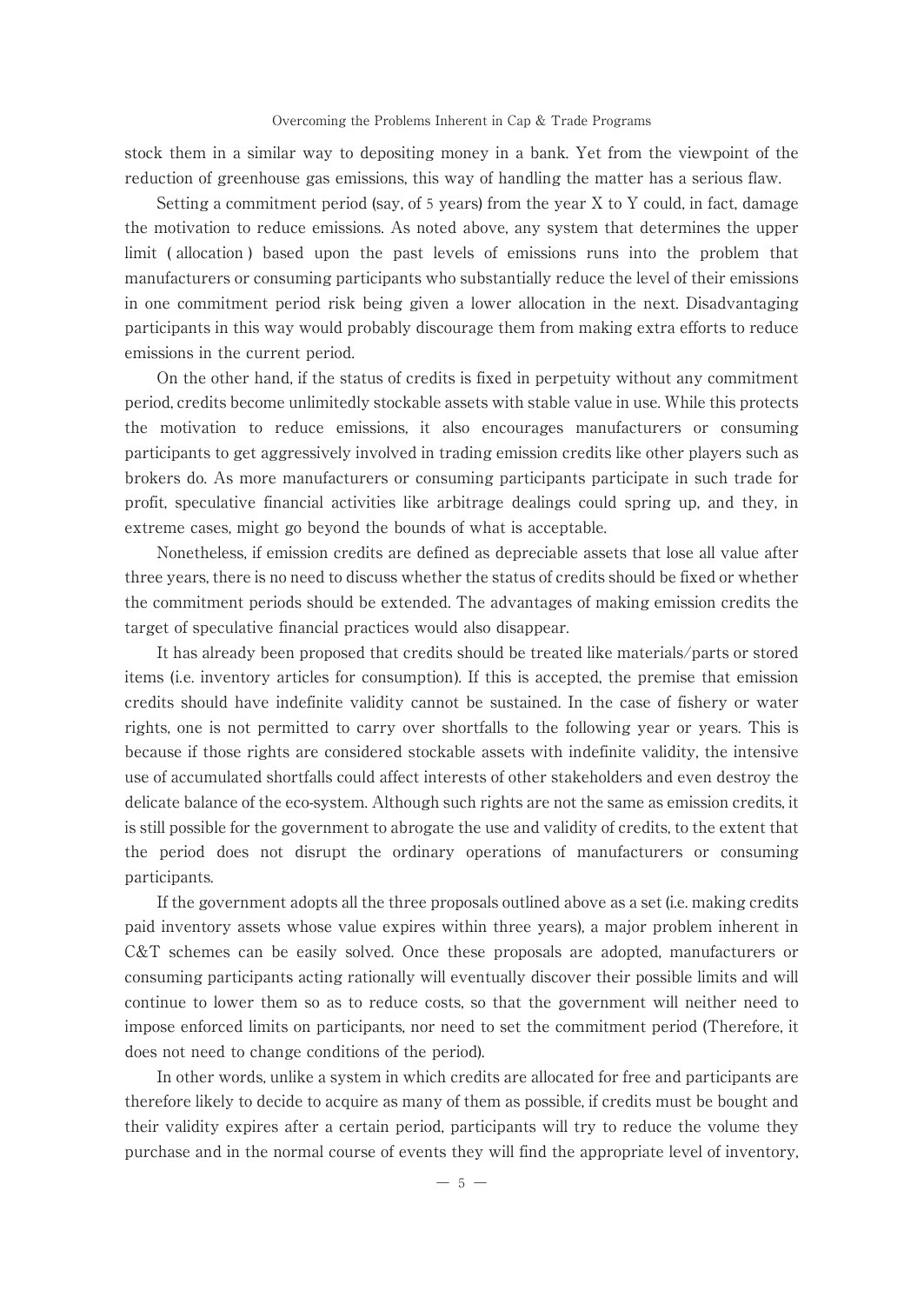stock them in a similar way to depositing money in a bank. Yet from the viewpoint of the reduction of greenhouse gas emissions, this way of handling the matter has a serious flaw.

Setting a commitment period (say, of 5 years) from the year X to Y could, in fact, damage the motivation to reduce emissions. As noted above, any system that determines the upper limit ( allocation ) based upon the past levels of emissions runs into the problem that manufacturers or consuming participants who substantially reduce the level of their emissions in one commitment period risk being given a lower allocation in the next. Disadvantaging participants in this way would probably discourage them from making extra efforts to reduce emissions in the current period.

On the other hand, if the status of credits is fixed in perpetuity without any commitment period, credits become unlimitedly stockable assets with stable value in use. While this protects the motivation to reduce emissions, it also encourages manufacturers or consuming participants to get aggressively involved in trading emission credits like other players such as brokers do. As more manufacturers or consuming participants participate in such trade for profit, speculative financial activities like arbitrage dealings could spring up, and they, in extreme cases, might go beyond the bounds of what is acceptable.

Nonetheless, if emission credits are defined as depreciable assets that lose all value after three years, there is no need to discuss whether the status of credits should be fixed or whether the commitment periods should be extended. The advantages of making emission credits the target of speculative financial practices would also disappear.

It has already been proposed that credits should be treated like materials/parts or stored items (i.e. inventory articles for consumption). If this is accepted, the premise that emission credits should have indefinite validity cannot be sustained. In the case of fishery or water rights, one is not permitted to carry over shortfalls to the following year or years. This is because if those rights are considered stockable assets with indefinite validity, the intensive use of accumulated shortfalls could affect interests of other stakeholders and even destroy the delicate balance of the eco-system. Although such rights are not the same as emission credits, it is still possible for the government to abrogate the use and validity of credits, to the extent that the period does not disrupt the ordinary operations of manufacturers or consuming participants.

If the government adopts all the three proposals outlined above as a set (i.e. making credits paid inventory assets whose value expires within three years), a major problem inherent in C&T schemes can be easily solved. Once these proposals are adopted, manufacturers or consuming participants acting rationally will eventually discover their possible limits and will continue to lower them so as to reduce costs, so that the government will neither need to impose enforced limits on participants, nor need to set the commitment period (Therefore, it does not need to change conditions of the period).

In other words, unlike a system in which credits are allocated for free and participants are therefore likely to decide to acquire as many of them as possible, if credits must be bought and their validity expires after a certain period, participants will try to reduce the volume they purchase and in the normal course of events they will find the appropriate level of inventory,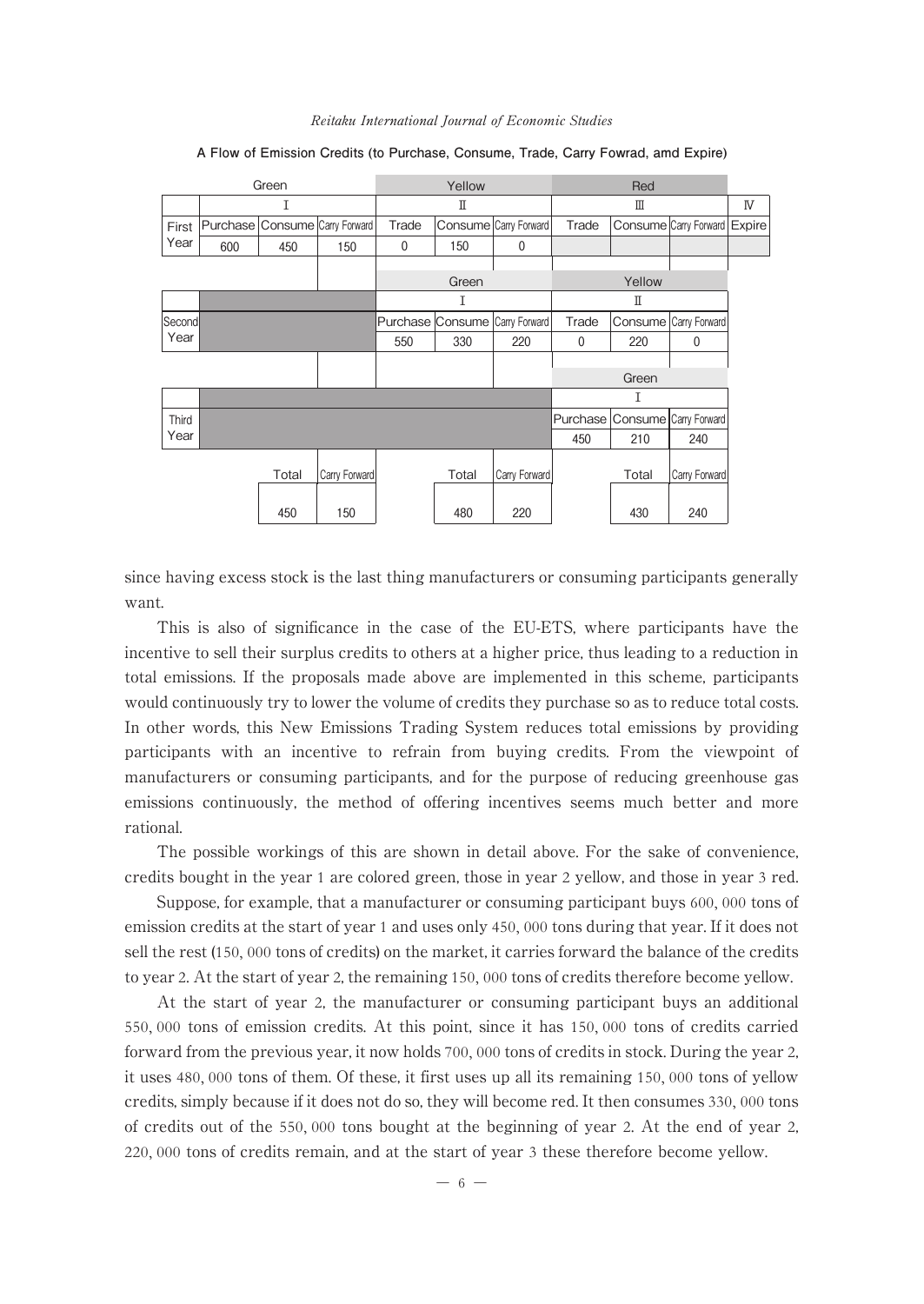**A Flow of Emission Credits (to Purchase, Consume, Trade, Carry Fowrad, amd Expire)**

| | Green | | | Yellow | | | Red | | | |
|---|---|---|---|---|---|---|---|---|---|---|
| | Ⅰ | | | Ⅱ | | | Ⅲ | | | Ⅳ |
| First Year | Purchase | Consume | Carry Forward | Trade | Consume | Carry Forward | Trade | Consume | Carry Forward | Expire |
| | 600 | 450 | 150 | 0 | 150 | 0 | | | | |
| | | | | Green | | | Yellow | | | |
| | | | | Ⅰ | | | Ⅱ | | | |
| Second Year | | | | Purchase | Consume | Carry Forward | Trade | Consume | Carry Forward | |
| | | | | 550 | 330 | 220 | 0 | 220 | 0 | |
| | | | | | | | Green | | | |
| | | | | | | | Ⅰ | | | |
| Third Year | | | | | | | Purchase | Consume | Carry Forward | |
| | | | | | | | 450 | 210 | 240 | |
| | | Total | Carry Forward | | Total | Carry Forward | | Total | Carry Forward | |
| | | 450 | 150 | | 480 | 220 | | 430 | 240 | |

since having excess stock is the last thing manufacturers or consuming participants generally want.

This is also of significance in the case of the EU-ETS, where participants have the incentive to sell their surplus credits to others at a higher price, thus leading to a reduction in total emissions. If the proposals made above are implemented in this scheme, participants would continuously try to lower the volume of credits they purchase so as to reduce total costs. In other words, this New Emissions Trading System reduces total emissions by providing participants with an incentive to refrain from buying credits. From the viewpoint of manufacturers or consuming participants, and for the purpose of reducing greenhouse gas emissions continuously, the method of offering incentives seems much better and more rational.

The possible workings of this are shown in detail above. For the sake of convenience, credits bought in the year 1 are colored green, those in year 2 yellow, and those in year 3 red.

Suppose, for example, that a manufacturer or consuming participant buys 600, 000 tons of emission credits at the start of year 1 and uses only 450, 000 tons during that year. If it does not sell the rest (150, 000 tons of credits) on the market, it carries forward the balance of the credits to year 2. At the start of year 2, the remaining 150, 000 tons of credits therefore become yellow.

At the start of year 2, the manufacturer or consuming participant buys an additional 550, 000 tons of emission credits. At this point, since it has 150, 000 tons of credits carried forward from the previous year, it now holds 700, 000 tons of credits in stock. During the year 2, it uses 480, 000 tons of them. Of these, it first uses up all its remaining 150, 000 tons of yellow credits, simply because if it does not do so, they will become red. It then consumes 330, 000 tons of credits out of the 550, 000 tons bought at the beginning of year 2. At the end of year 2, 220, 000 tons of credits remain, and at the start of year 3 these therefore become yellow.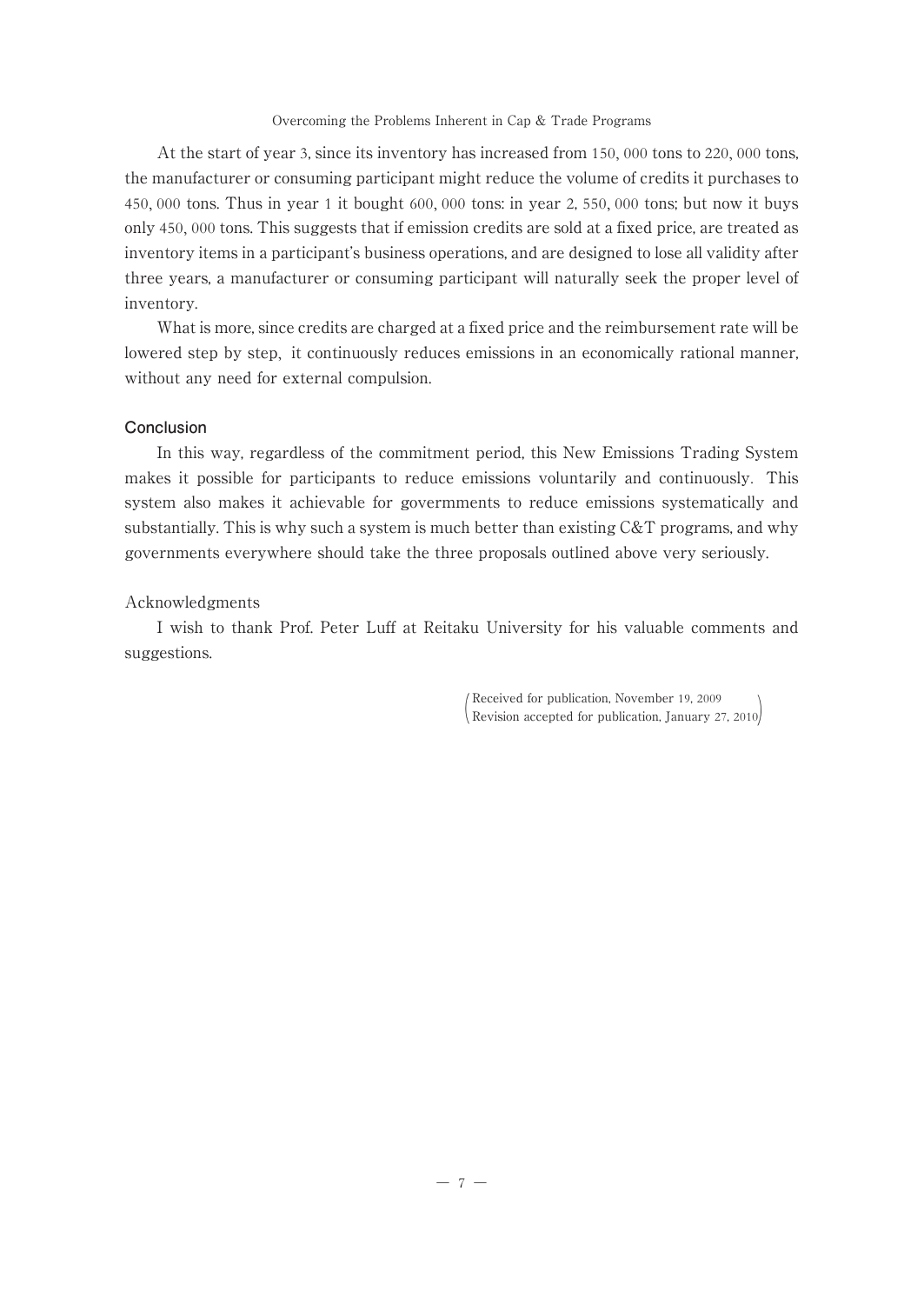At the start of year 3, since its inventory has increased from 150, 000 tons to 220, 000 tons, the manufacturer or consuming participant might reduce the volume of credits it purchases to 450, 000 tons. Thus in year 1 it bought 600, 000 tons: in year 2, 550, 000 tons; but now it buys only 450, 000 tons. This suggests that if emission credits are sold at a fixed price, are treated as inventory items in a participant's business operations, and are designed to lose all validity after three years, a manufacturer or consuming participant will naturally seek the proper level of inventory.

What is more, since credits are charged at a fixed price and the reimbursement rate will be lowered step by step, it continuously reduces emissions in an economically rational manner, without any need for external compulsion.

## Conclusion

In this way, regardless of the commitment period, this New Emissions Trading System makes it possible for participants to reduce emissions voluntarily and continuously. This system also makes it achievable for govermments to reduce emissions systematically and substantially. This is why such a system is much better than existing C&T programs, and why governments everywhere should take the three proposals outlined above very seriously.

### Acknowledgments

I wish to thank Prof. Peter Luff at Reitaku University for his valuable comments and suggestions.

(Received for publication, November 19, 2009
Revision accepted for publication, January 27, 2010)